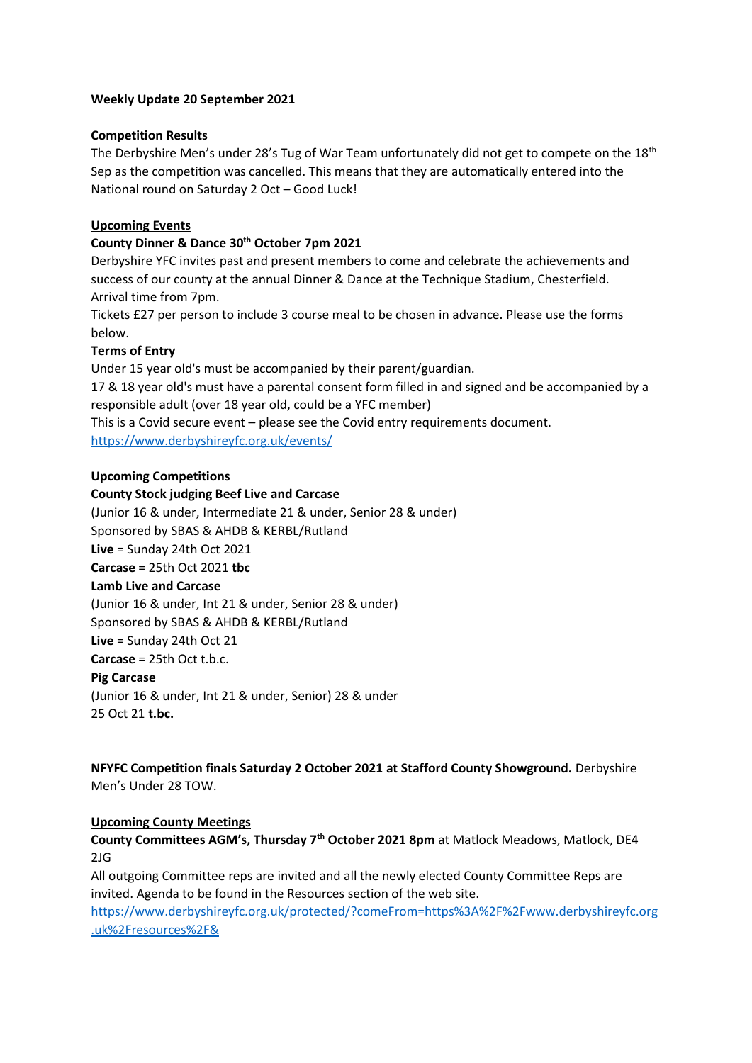## Weekly Update 20 September 2021

### Competition Results

The Derbyshire Men's under 28's Tug of War Team unfortunately did not get to compete on the 18th Sep as the competition was cancelled. This means that they are automatically entered into the National round on Saturday 2 Oct – Good Luck!

### Upcoming Events

**County Dinner & Dance 30th October 7pm 2021**

Derbyshire YFC invites past and present members to come and celebrate the achievements and success of our county at the annual Dinner & Dance at the Technique Stadium, Chesterfield. Arrival time from 7pm.

Tickets £27 per person to include 3 course meal to be chosen in advance. Please use the forms below.

**Terms of Entry**

Under 15 year old's must be accompanied by their parent/guardian.

17 & 18 year old's must have a parental consent form filled in and signed and be accompanied by a responsible adult (over 18 year old, could be a YFC member)

This is a Covid secure event – please see the Covid entry requirements document.

https://www.derbyshireyfc.org.uk/events/

### Upcoming Competitions

**County Stock judging Beef Live and Carcase**

(Junior 16 & under, Intermediate 21 & under, Senior 28 & under)

Sponsored by SBAS & AHDB & KERBL/Rutland

**Live** = Sunday 24th Oct 2021

**Carcase** = 25th Oct 2021 **tbc**

**Lamb Live and Carcase**

(Junior 16 & under, Int 21 & under, Senior 28 & under)

Sponsored by SBAS & AHDB & KERBL/Rutland

**Live** = Sunday 24th Oct 21

**Carcase** = 25th Oct t.b.c.

**Pig Carcase**

(Junior 16 & under, Int 21 & under, Senior) 28 & under

25 Oct 21 **t.bc.**

**NFYFC Competition finals Saturday 2 October 2021 at Stafford County Showground.** Derbyshire Men's Under 28 TOW.

### Upcoming County Meetings

**County Committees AGM's, Thursday 7th October 2021 8pm** at Matlock Meadows, Matlock, DE4 2JG

All outgoing Committee reps are invited and all the newly elected County Committee Reps are invited. Agenda to be found in the Resources section of the web site.

https://www.derbyshireyfc.org.uk/protected/?comeFrom=https%3A%2F%2Fwww.derbyshireyfc.org.uk%2Fresources%2F&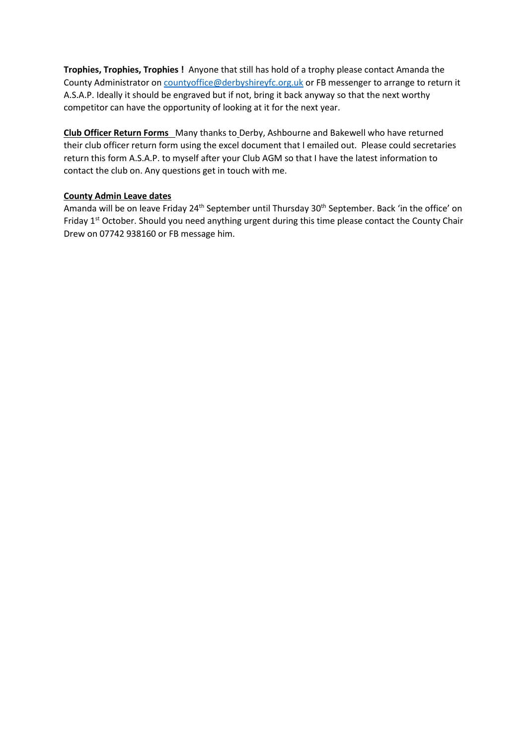**Trophies, Trophies, Trophies !** Anyone that still has hold of a trophy please contact Amanda the County Administrator on countyoffice@derbyshireyfc.org.uk or FB messenger to arrange to return it A.S.A.P. Ideally it should be engraved but if not, bring it back anyway so that the next worthy competitor can have the opportunity of looking at it for the next year.

**Club Officer Return Forms** Many thanks to Derby, Ashbourne and Bakewell who have returned their club officer return form using the excel document that I emailed out. Please could secretaries return this form A.S.A.P. to myself after your Club AGM so that I have the latest information to contact the club on. Any questions get in touch with me.

**County Admin Leave dates**

Amanda will be on leave Friday 24th September until Thursday 30th September. Back 'in the office' on Friday 1st October. Should you need anything urgent during this time please contact the County Chair Drew on 07742 938160 or FB message him.